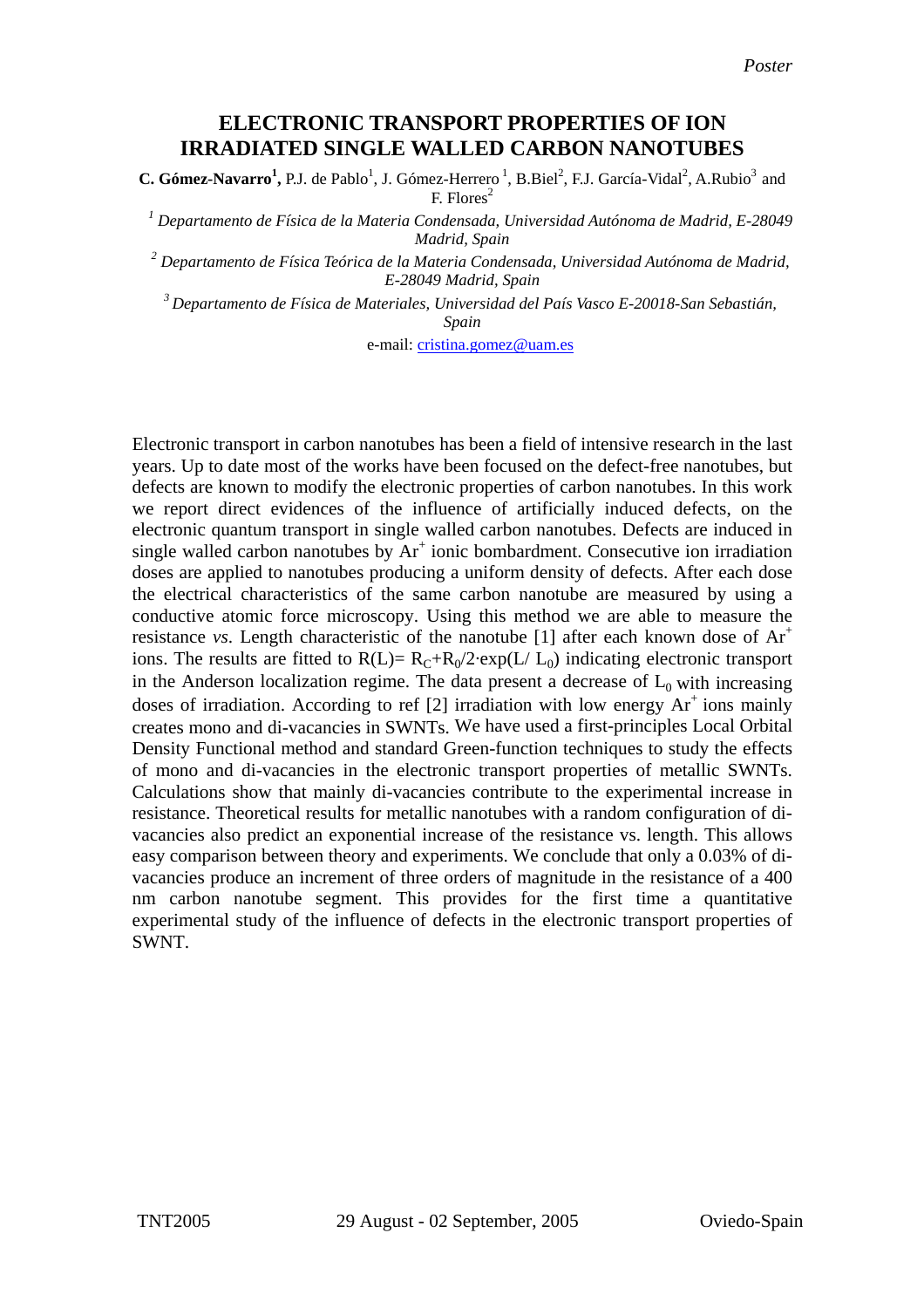*Poster*

# ELECTRONIC TRANSPORT PROPERTIES OF ION IRRADIATED SINGLE WALLED CARBON NANOTUBES

**C. Gómez-Navarro[1],** P.J. de Pablo[1], J. Gómez-Herrero [1], B.Biel[2], F.J. García-Vidal[2], A.Rubio[3] and F. Flores[2]

[1] *Departamento de Física de la Materia Condensada, Universidad Autónoma de Madrid, E-28049 Madrid, Spain*

[2] *Departamento de Física Teórica de la Materia Condensada, Universidad Autónoma de Madrid, E-28049 Madrid, Spain*

[3] *Departamento de Física de Materiales, Universidad del País Vasco E-20018-San Sebastián, Spain*

e-mail: cristina.gomez@uam.es

Electronic transport in carbon nanotubes has been a field of intensive research in the last years. Up to date most of the works have been focused on the defect-free nanotubes, but defects are known to modify the electronic properties of carbon nanotubes. In this work we report direct evidences of the influence of artificially induced defects, on the electronic quantum transport in single walled carbon nanotubes. Defects are induced in single walled carbon nanotubes by $Ar^+$ ionic bombardment. Consecutive ion irradiation doses are applied to nanotubes producing a uniform density of defects. After each dose the electrical characteristics of the same carbon nanotube are measured by using a conductive atomic force microscopy. Using this method we are able to measure the resistance *vs*. Length characteristic of the nanotube [1] after each known dose of $Ar^+$ ions. The results are fitted to $R(L)= R_C+R_0/2\cdot\exp(L/ L_0)$ indicating electronic transport in the Anderson localization regime. The data present a decrease of $L_0$ with increasing doses of irradiation. According to ref [2] irradiation with low energy $Ar^+$ ions mainly creates mono and di-vacancies in SWNTs. We have used a first-principles Local Orbital Density Functional method and standard Green-function techniques to study the effects of mono and di-vacancies in the electronic transport properties of metallic SWNTs. Calculations show that mainly di-vacancies contribute to the experimental increase in resistance. Theoretical results for metallic nanotubes with a random configuration of di-vacancies also predict an exponential increase of the resistance vs. length. This allows easy comparison between theory and experiments. We conclude that only a 0.03% of di-vacancies produce an increment of three orders of magnitude in the resistance of a 400 nm carbon nanotube segment. This provides for the first time a quantitative experimental study of the influence of defects in the electronic transport properties of SWNT.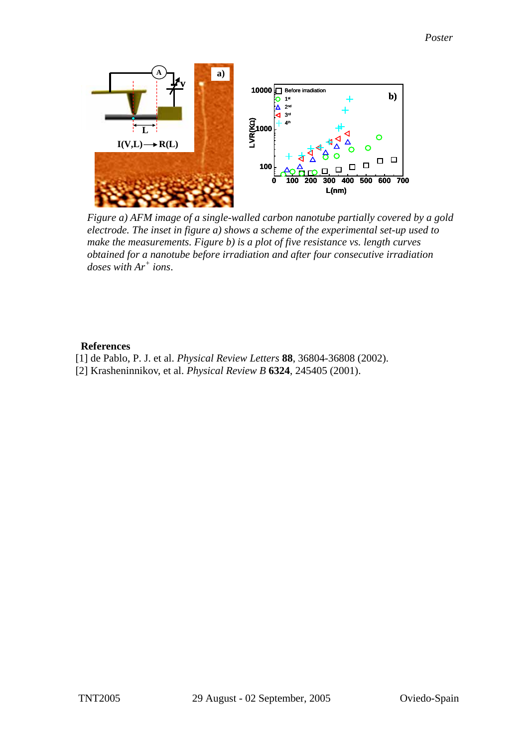a)

A

V

L

I(V,L) ⟶ R(L)

10000

1000

100

LVR(KΩ)

Before irradiation

1st

2nd

3rd

4th

b)

0 100 200 300 400 500 600 700

L(nm)

*Figure a) AFM image of a single-walled carbon nanotube partially covered by a gold electrode. The inset in figure a) shows a scheme of the experimental set-up used to make the measurements. Figure b) is a plot of five resistance vs. length curves obtained for a nanotube before irradiation and after four consecutive irradiation doses with* $Ar^+$ *ions.*

**References**

[1] de Pablo, P. J. et al. *Physical Review Letters* **88**, 36804-36808 (2002).

[2] Krasheninnikov, et al. *Physical Review B* **6324**, 245405 (2001).